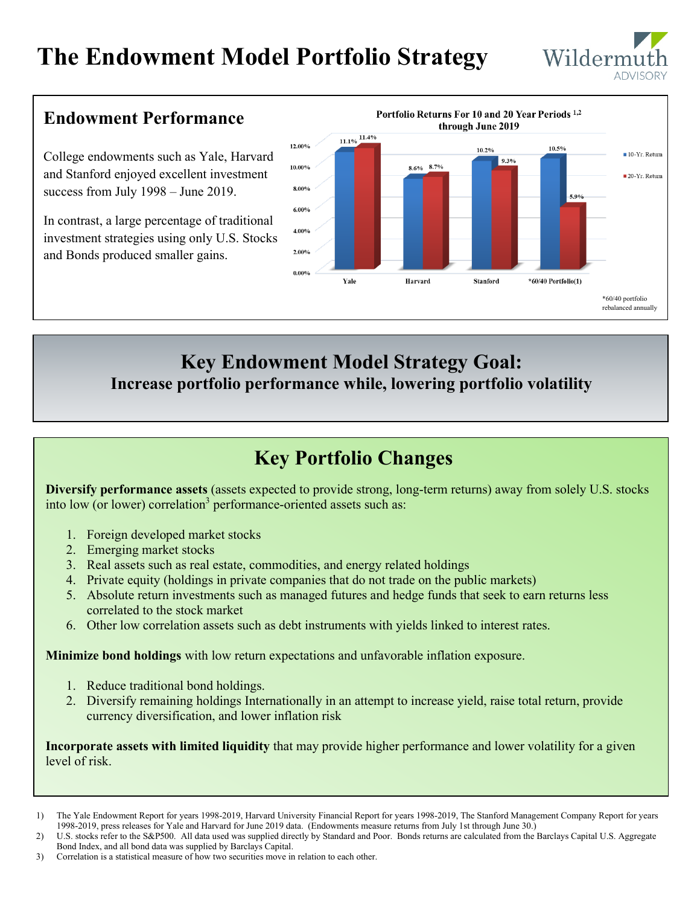# The Endowment Model Portfolio Strategy

Wildermuth ADVISORY

## Endowment Performance

College endowments such as Yale, Harvard and Stanford enjoyed excellent investment success from July 1998 – June 2019.

In contrast, a large percentage of traditional investment strategies using only U.S. Stocks and Bonds produced smaller gains.

**Portfolio Returns For 10 and 20 Year Periods [1,2] through June 2019**

| | 10-Yr. Return | 20-Yr. Return |
|---|---|---|
| Yale | 11.1% | 11.4% |
| Harvard | 8.6% | 8.7% |
| Stanford | 10.2% | 9.3% |
| *60/40 Portfolio(1) | 10.5% | 5.9% |

*60/40 portfolio rebalanced annually

## Key Endowment Model Strategy Goal:

### Increase portfolio performance while, lowering portfolio volatility

## Key Portfolio Changes

**Diversify performance assets** (assets expected to provide strong, long-term returns) away from solely U.S. stocks into low (or lower) correlation[3] performance-oriented assets such as:

1. Foreign developed market stocks
2. Emerging market stocks
3. Real assets such as real estate, commodities, and energy related holdings
4. Private equity (holdings in private companies that do not trade on the public markets)
5. Absolute return investments such as managed futures and hedge funds that seek to earn returns less correlated to the stock market
6. Other low correlation assets such as debt instruments with yields linked to interest rates.

**Minimize bond holdings** with low return expectations and unfavorable inflation exposure.

1. Reduce traditional bond holdings.
2. Diversify remaining holdings Internationally in an attempt to increase yield, raise total return, provide currency diversification, and lower inflation risk

**Incorporate assets with limited liquidity** that may provide higher performance and lower volatility for a given level of risk.

1) The Yale Endowment Report for years 1998-2019, Harvard University Financial Report for years 1998-2019, The Stanford Management Company Report for years 1998-2019, press releases for Yale and Harvard for June 2019 data. (Endowments measure returns from July 1st through June 30.)
2) U.S. stocks refer to the S&P500. All data used was supplied directly by Standard and Poor. Bonds returns are calculated from the Barclays Capital U.S. Aggregate Bond Index, and all bond data was supplied by Barclays Capital.
3) Correlation is a statistical measure of how two securities move in relation to each other.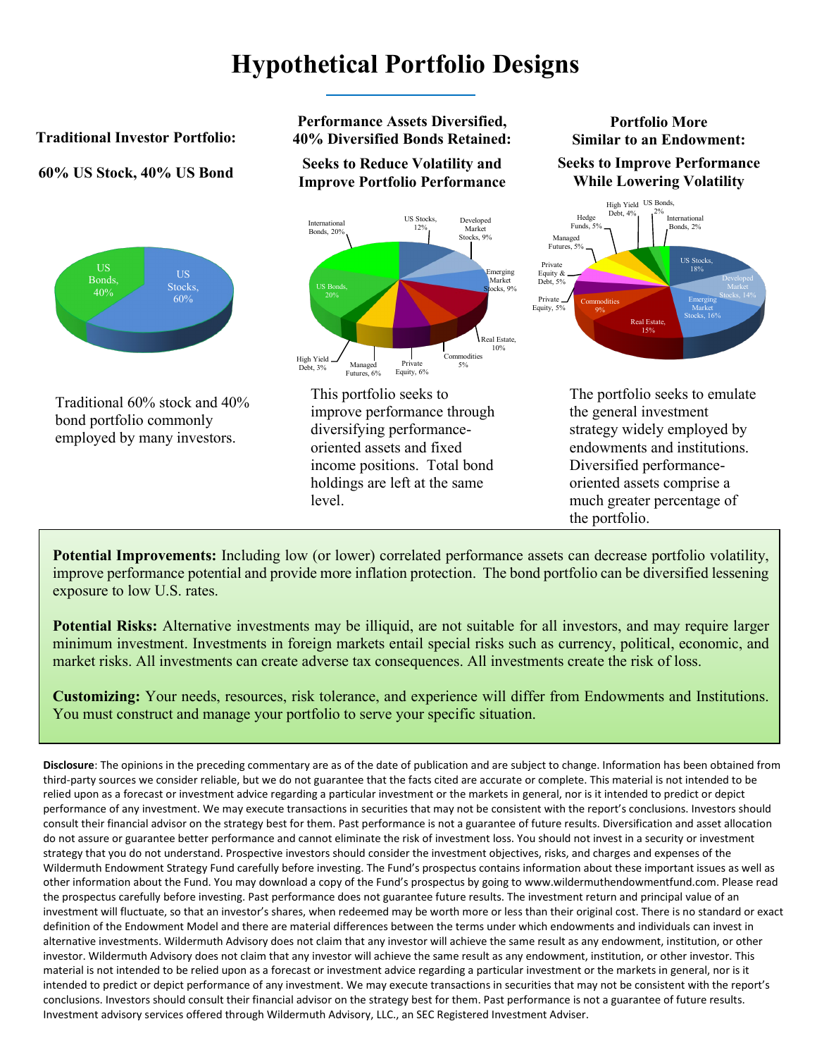# Hypothetical Portfolio Designs

**Traditional Investor Portfolio:**

**60% US Stock, 40% US Bond**

US Bonds, 40%
US Stocks, 60%

Traditional 60% stock and 40% bond portfolio commonly employed by many investors.

**Performance Assets Diversified, 40% Diversified Bonds Retained:**

**Seeks to Reduce Volatility and Improve Portfolio Performance**

International Bonds, 20%
US Stocks, 12%
Developed Market Stocks, 9%
Emerging Market Stocks, 9%
Real Estate, 10%
Commodities 5%
Private Equity, 6%
Managed Futures, 6%
High Yield Debt, 3%
US Bonds, 20%

This portfolio seeks to improve performance through diversifying performance-oriented assets and fixed income positions. Total bond holdings are left at the same level.

**Portfolio More Similar to an Endowment:**

**Seeks to Improve Performance While Lowering Volatility**

High Yield Debt, 4%
US Bonds, 2%
International Bonds, 2%
Hedge Funds, 5%
Managed Futures, 5%
Private Equity & Debt, 5%
Private Equity, 5%
US Stocks, 18%
Developed Market Stocks, 14%
Emerging Market Stocks, 16%
Commodities 9%
Real Estate, 15%

The portfolio seeks to emulate the general investment strategy widely employed by endowments and institutions. Diversified performance-oriented assets comprise a much greater percentage of the portfolio.

**Potential Improvements:** Including low (or lower) correlated performance assets can decrease portfolio volatility, improve performance potential and provide more inflation protection. The bond portfolio can be diversified lessening exposure to low U.S. rates.

**Potential Risks:** Alternative investments may be illiquid, are not suitable for all investors, and may require larger minimum investment. Investments in foreign markets entail special risks such as currency, political, economic, and market risks. All investments can create adverse tax consequences. All investments create the risk of loss.

**Customizing:** Your needs, resources, risk tolerance, and experience will differ from Endowments and Institutions. You must construct and manage your portfolio to serve your specific situation.

**Disclosure**: The opinions in the preceding commentary are as of the date of publication and are subject to change. Information has been obtained from third-party sources we consider reliable, but we do not guarantee that the facts cited are accurate or complete. This material is not intended to be relied upon as a forecast or investment advice regarding a particular investment or the markets in general, nor is it intended to predict or depict performance of any investment. We may execute transactions in securities that may not be consistent with the report's conclusions. Investors should consult their financial advisor on the strategy best for them. Past performance is not a guarantee of future results. Diversification and asset allocation do not assure or guarantee better performance and cannot eliminate the risk of investment loss. You should not invest in a security or investment strategy that you do not understand. Prospective investors should consider the investment objectives, risks, and charges and expenses of the Wildermuth Endowment Strategy Fund carefully before investing. The Fund's prospectus contains information about these important issues as well as other information about the Fund. You may download a copy of the Fund's prospectus by going to www.wildermuthendowmentfund.com. Please read the prospectus carefully before investing. Past performance does not guarantee future results. The investment return and principal value of an investment will fluctuate, so that an investor's shares, when redeemed may be worth more or less than their original cost. There is no standard or exact definition of the Endowment Model and there are material differences between the terms under which endowments and individuals can invest in alternative investments. Wildermuth Advisory does not claim that any investor will achieve the same result as any endowment, institution, or other investor. Wildermuth Advisory does not claim that any investor will achieve the same result as any endowment, institution, or other investor. This material is not intended to be relied upon as a forecast or investment advice regarding a particular investment or the markets in general, nor is it intended to predict or depict performance of any investment. We may execute transactions in securities that may not be consistent with the report's conclusions. Investors should consult their financial advisor on the strategy best for them. Past performance is not a guarantee of future results. Investment advisory services offered through Wildermuth Advisory, LLC., an SEC Registered Investment Adviser.